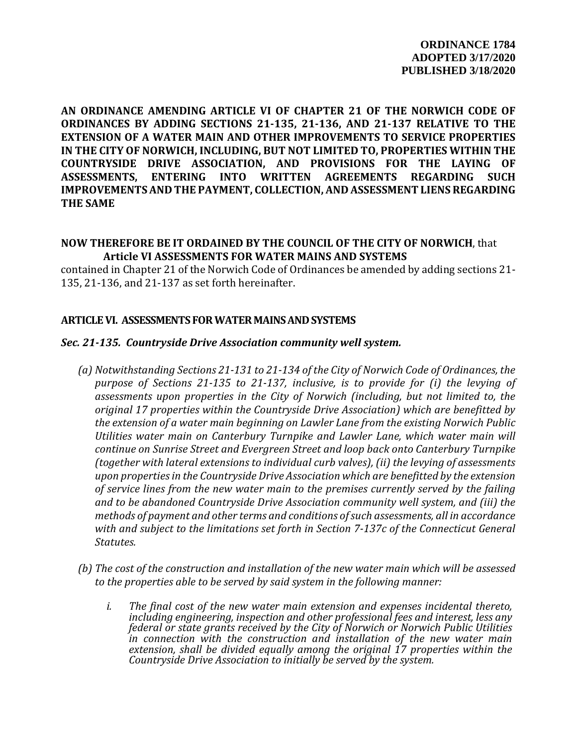**ORDINANCE 1784**
**ADOPTED 3/17/2020**
**PUBLISHED 3/18/2020**

**AN ORDINANCE AMENDING ARTICLE VI OF CHAPTER 21 OF THE NORWICH CODE OF ORDINANCES BY ADDING SECTIONS 21-135, 21-136, AND 21-137 RELATIVE TO THE EXTENSION OF A WATER MAIN AND OTHER IMPROVEMENTS TO SERVICE PROPERTIES IN THE CITY OF NORWICH, INCLUDING, BUT NOT LIMITED TO, PROPERTIES WITHIN THE COUNTRYSIDE DRIVE ASSOCIATION, AND PROVISIONS FOR THE LAYING OF ASSESSMENTS, ENTERING INTO WRITTEN AGREEMENTS REGARDING SUCH IMPROVEMENTS AND THE PAYMENT, COLLECTION, AND ASSESSMENT LIENS REGARDING THE SAME**

**NOW THEREFORE BE IT ORDAINED BY THE COUNCIL OF THE CITY OF NORWICH**, that **Article VI ASSESSMENTS FOR WATER MAINS AND SYSTEMS** contained in Chapter 21 of the Norwich Code of Ordinances be amended by adding sections 21-135, 21-136, and 21-137 as set forth hereinafter.

## ARTICLE VI. ASSESSMENTS FOR WATER MAINS AND SYSTEMS

### *Sec. 21-135. Countryside Drive Association community well system.*

*(a) Notwithstanding Sections 21-131 to 21-134 of the City of Norwich Code of Ordinances, the purpose of Sections 21-135 to 21-137, inclusive, is to provide for (i) the levying of assessments upon properties in the City of Norwich (including, but not limited to, the original 17 properties within the Countryside Drive Association) which are benefitted by the extension of a water main beginning on Lawler Lane from the existing Norwich Public Utilities water main on Canterbury Turnpike and Lawler Lane, which water main will continue on Sunrise Street and Evergreen Street and loop back onto Canterbury Turnpike (together with lateral extensions to individual curb valves), (ii) the levying of assessments upon properties in the Countryside Drive Association which are benefitted by the extension of service lines from the new water main to the premises currently served by the failing and to be abandoned Countryside Drive Association community well system, and (iii) the methods of payment and other terms and conditions of such assessments, all in accordance with and subject to the limitations set forth in Section 7-137c of the Connecticut General Statutes.*

*(b) The cost of the construction and installation of the new water main which will be assessed to the properties able to be served by said system in the following manner:*

*i. The final cost of the new water main extension and expenses incidental thereto, including engineering, inspection and other professional fees and interest, less any federal or state grants received by the City of Norwich or Norwich Public Utilities in connection with the construction and installation of the new water main extension, shall be divided equally among the original 17 properties within the Countryside Drive Association to initially be served by the system.*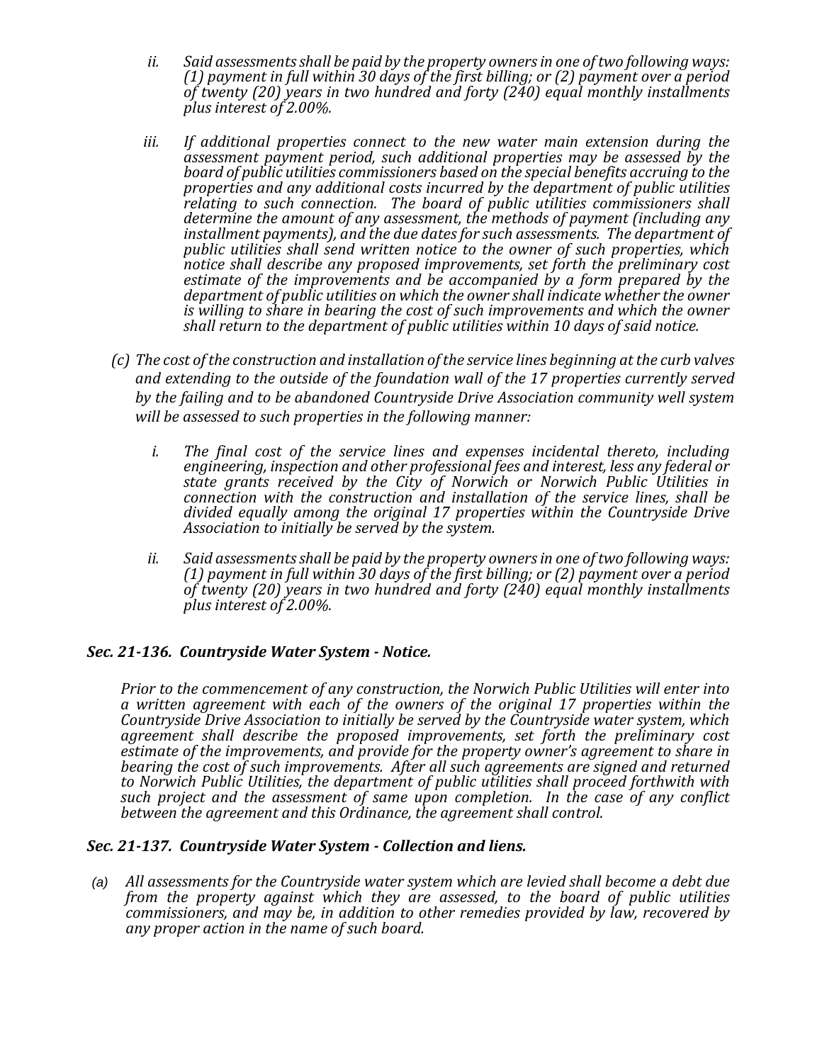ii. *Said assessments shall be paid by the property owners in one of two following ways: (1) payment in full within 30 days of the first billing; or (2) payment over a period of twenty (20) years in two hundred and forty (240) equal monthly installments plus interest of 2.00%.*

iii. *If additional properties connect to the new water main extension during the assessment payment period, such additional properties may be assessed by the board of public utilities commissioners based on the special benefits accruing to the properties and any additional costs incurred by the department of public utilities relating to such connection. The board of public utilities commissioners shall determine the amount of any assessment, the methods of payment (including any installment payments), and the due dates for such assessments. The department of public utilities shall send written notice to the owner of such properties, which notice shall describe any proposed improvements, set forth the preliminary cost estimate of the improvements and be accompanied by a form prepared by the department of public utilities on which the owner shall indicate whether the owner is willing to share in bearing the cost of such improvements and which the owner shall return to the department of public utilities within 10 days of said notice.*

*(c) The cost of the construction and installation of the service lines beginning at the curb valves and extending to the outside of the foundation wall of the 17 properties currently served by the failing and to be abandoned Countryside Drive Association community well system will be assessed to such properties in the following manner:*

i. *The final cost of the service lines and expenses incidental thereto, including engineering, inspection and other professional fees and interest, less any federal or state grants received by the City of Norwich or Norwich Public Utilities in connection with the construction and installation of the service lines, shall be divided equally among the original 17 properties within the Countryside Drive Association to initially be served by the system.*

ii. *Said assessments shall be paid by the property owners in one of two following ways: (1) payment in full within 30 days of the first billing; or (2) payment over a period of twenty (20) years in two hundred and forty (240) equal monthly installments plus interest of 2.00%.*

### ***Sec. 21-136. Countryside Water System - Notice.***

*Prior to the commencement of any construction, the Norwich Public Utilities will enter into a written agreement with each of the owners of the original 17 properties within the Countryside Drive Association to initially be served by the Countryside water system, which agreement shall describe the proposed improvements, set forth the preliminary cost estimate of the improvements, and provide for the property owner's agreement to share in bearing the cost of such improvements. After all such agreements are signed and returned to Norwich Public Utilities, the department of public utilities shall proceed forthwith with such project and the assessment of same upon completion. In the case of any conflict between the agreement and this Ordinance, the agreement shall control.*

### ***Sec. 21-137. Countryside Water System - Collection and liens.***

(a) *All assessments for the Countryside water system which are levied shall become a debt due from the property against which they are assessed, to the board of public utilities commissioners, and may be, in addition to other remedies provided by law, recovered by any proper action in the name of such board.*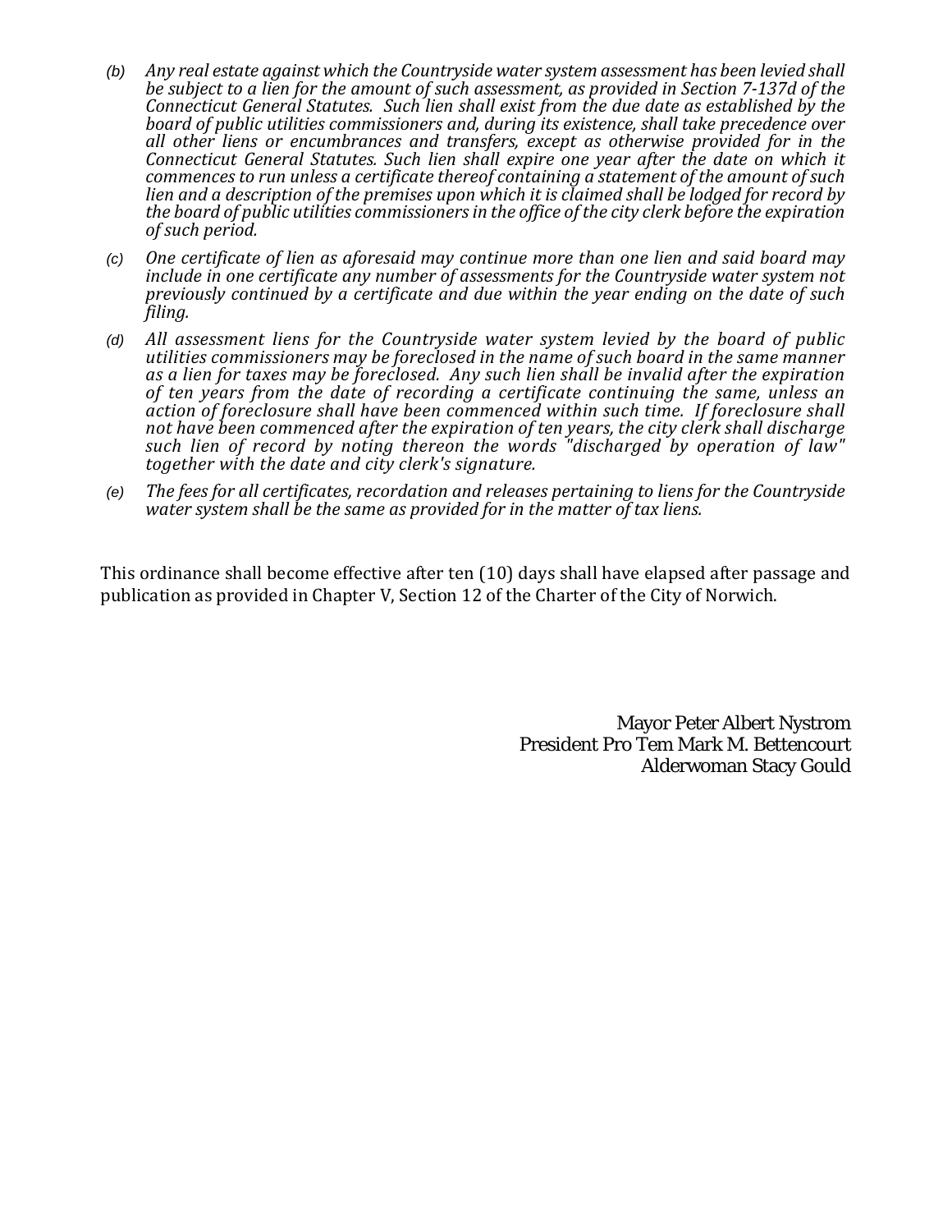(b) *Any real estate against which the Countryside water system assessment has been levied shall be subject to a lien for the amount of such assessment, as provided in Section 7-137d of the Connecticut General Statutes. Such lien shall exist from the due date as established by the board of public utilities commissioners and, during its existence, shall take precedence over all other liens or encumbrances and transfers, except as otherwise provided for in the Connecticut General Statutes. Such lien shall expire one year after the date on which it commences to run unless a certificate thereof containing a statement of the amount of such lien and a description of the premises upon which it is claimed shall be lodged for record by the board of public utilities commissioners in the office of the city clerk before the expiration of such period.*

(c) *One certificate of lien as aforesaid may continue more than one lien and said board may include in one certificate any number of assessments for the Countryside water system not previously continued by a certificate and due within the year ending on the date of such filing.*

(d) *All assessment liens for the Countryside water system levied by the board of public utilities commissioners may be foreclosed in the name of such board in the same manner as a lien for taxes may be foreclosed. Any such lien shall be invalid after the expiration of ten years from the date of recording a certificate continuing the same, unless an action of foreclosure shall have been commenced within such time. If foreclosure shall not have been commenced after the expiration of ten years, the city clerk shall discharge such lien of record by noting thereon the words "discharged by operation of law" together with the date and city clerk's signature.*

(e) *The fees for all certificates, recordation and releases pertaining to liens for the Countryside water system shall be the same as provided for in the matter of tax liens.*

This ordinance shall become effective after ten (10) days shall have elapsed after passage and publication as provided in Chapter V, Section 12 of the Charter of the City of Norwich.

Mayor Peter Albert Nystrom
President Pro Tem Mark M. Bettencourt
Alderwoman Stacy Gould